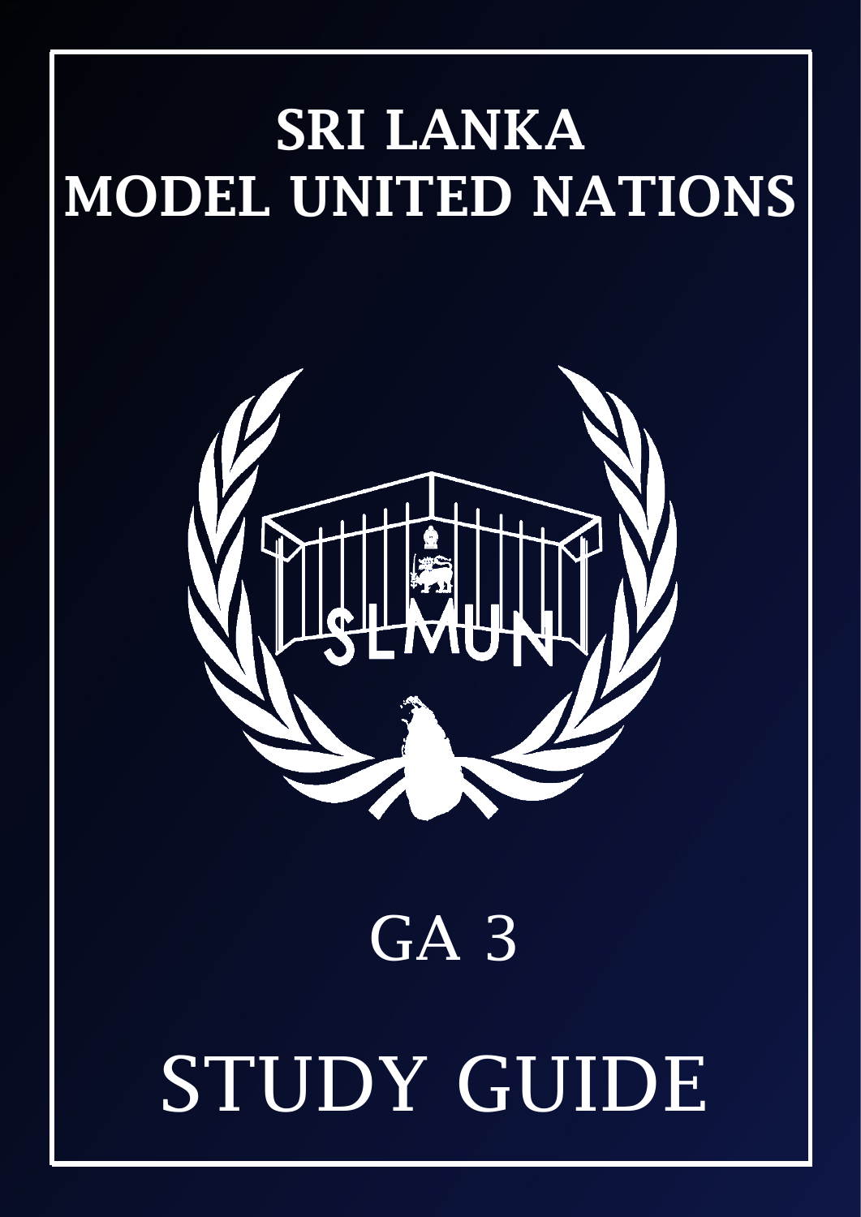# SRI LANKA MODEL UNITED NATIONS

# GA 3

# STUDY GUIDE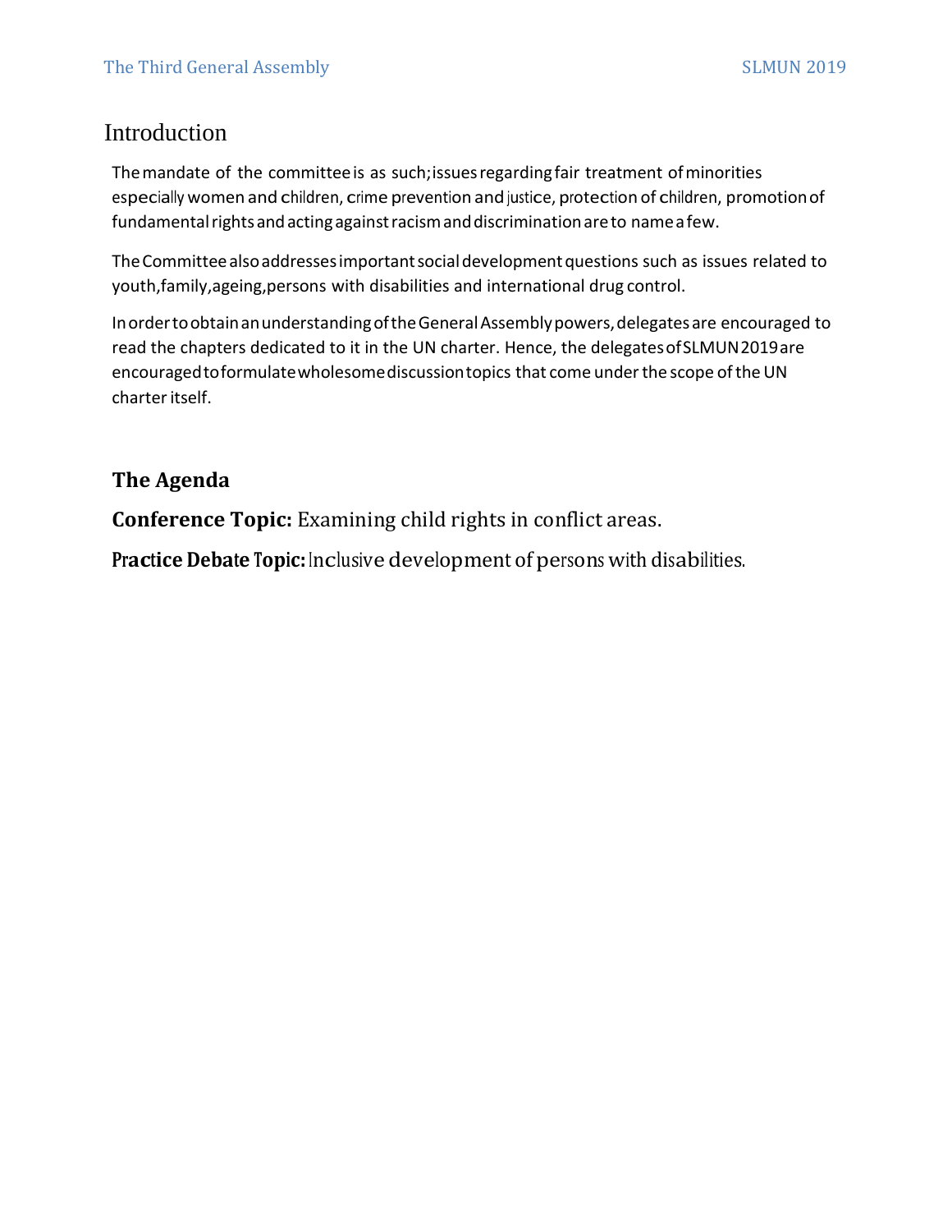# Introduction

The mandate of the committee is as such; issues regarding fair treatment of minorities especially women and children, crime prevention and justice, protection of children, promotion of fundamental rights and acting against racism and discrimination are to name a few.

The Committee also addresses important social development questions such as issues related to youth, family, ageing, persons with disabilities and international drug control.

In order to obtain an understanding of the General Assembly powers, delegates are encouraged to read the chapters dedicated to it in the UN charter. Hence, the delegates of SLMUN 2019 are encouraged to formulate wholesome discussion topics that come under the scope of the UN charter itself.

## The Agenda

**Conference Topic:** Examining child rights in conflict areas.

**Practice Debate Topic:** Inclusive development of persons with disabilities.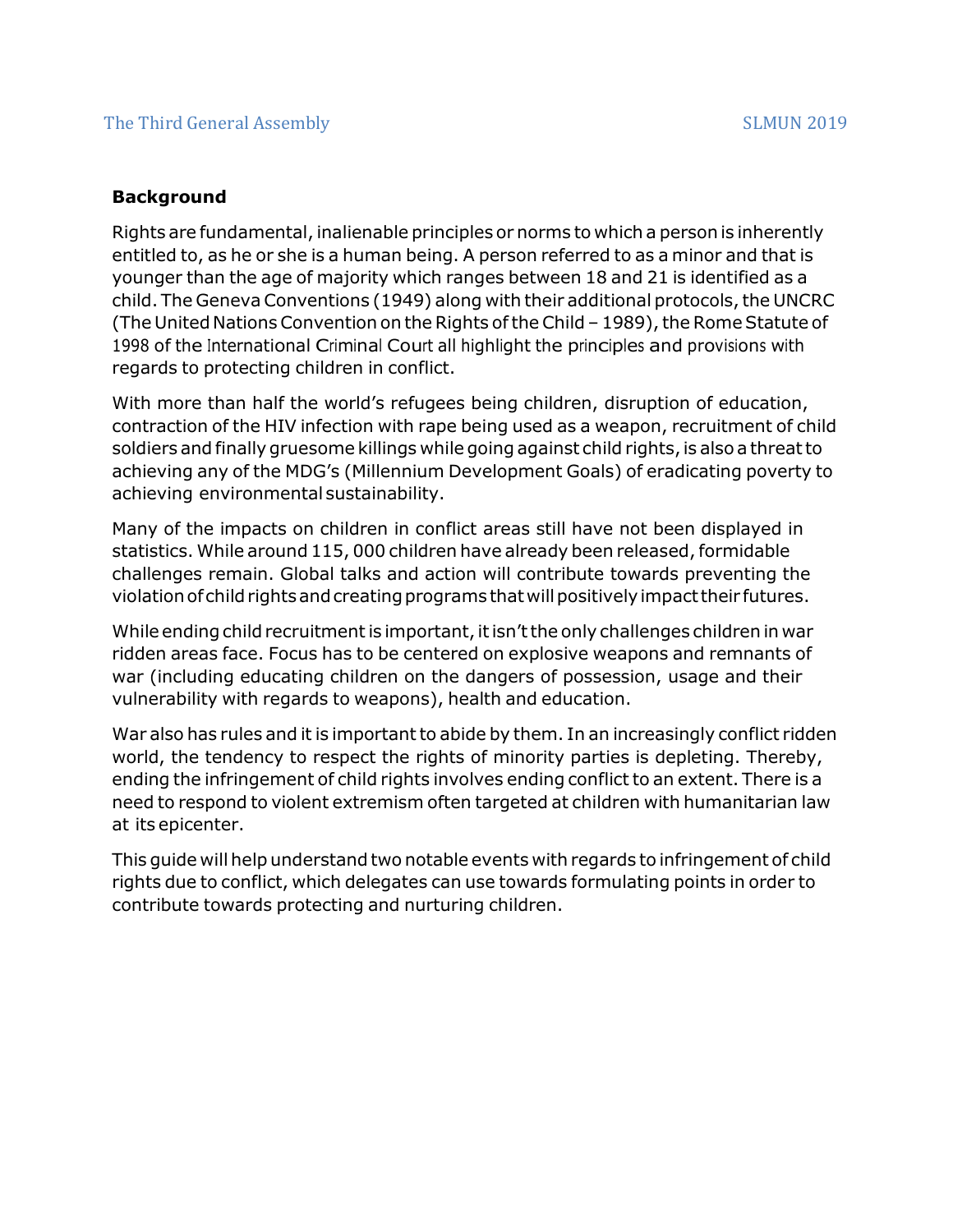## Background

Rights are fundamental, inalienable principles or norms to which a person is inherently entitled to, as he or she is a human being. A person referred to as a minor and that is younger than the age of majority which ranges between 18 and 21 is identified as a child. The Geneva Conventions (1949) along with their additional protocols, the UNCRC (The United Nations Convention on the Rights of the Child – 1989), the Rome Statute of 1998 of the International Criminal Court all highlight the principles and provisions with regards to protecting children in conflict.

With more than half the world's refugees being children, disruption of education, contraction of the HIV infection with rape being used as a weapon, recruitment of child soldiers and finally gruesome killings while going against child rights, is also a threat to achieving any of the MDG's (Millennium Development Goals) of eradicating poverty to achieving environmental sustainability.

Many of the impacts on children in conflict areas still have not been displayed in statistics. While around 115, 000 children have already been released, formidable challenges remain. Global talks and action will contribute towards preventing the violation of child rights and creating programs that will positively impact their futures.

While ending child recruitment is important, it isn't the only challenges children in war ridden areas face. Focus has to be centered on explosive weapons and remnants of war (including educating children on the dangers of possession, usage and their vulnerability with regards to weapons), health and education.

War also has rules and it is important to abide by them. In an increasingly conflict ridden world, the tendency to respect the rights of minority parties is depleting. Thereby, ending the infringement of child rights involves ending conflict to an extent. There is a need to respond to violent extremism often targeted at children with humanitarian law at its epicenter.

This guide will help understand two notable events with regards to infringement of child rights due to conflict, which delegates can use towards formulating points in order to contribute towards protecting and nurturing children.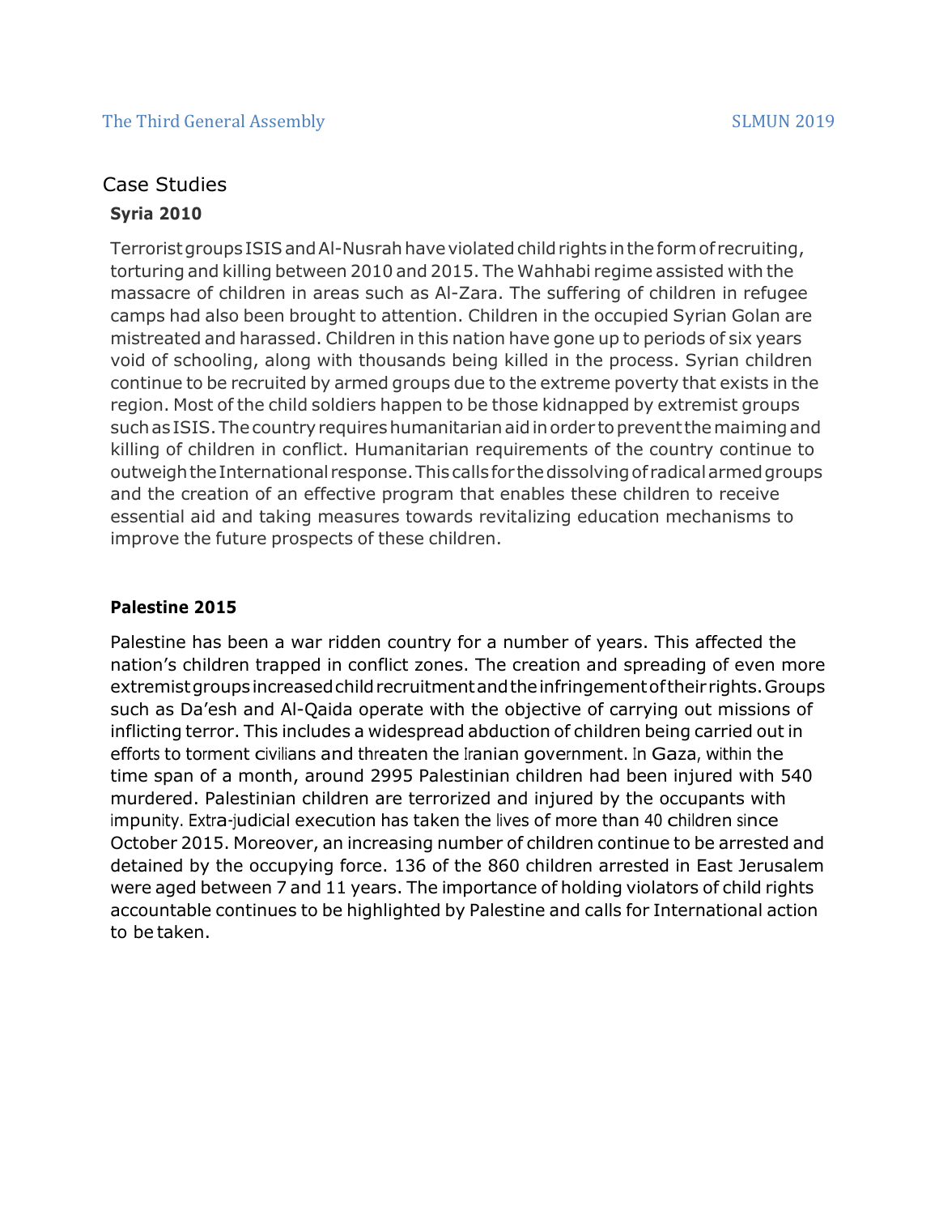## Case Studies

### Syria 2010

Terrorist groups ISIS and Al-Nusrah have violated child rights in the form of recruiting, torturing and killing between 2010 and 2015. The Wahhabi regime assisted with the massacre of children in areas such as Al-Zara. The suffering of children in refugee camps had also been brought to attention. Children in the occupied Syrian Golan are mistreated and harassed. Children in this nation have gone up to periods of six years void of schooling, along with thousands being killed in the process. Syrian children continue to be recruited by armed groups due to the extreme poverty that exists in the region. Most of the child soldiers happen to be those kidnapped by extremist groups such as ISIS. The country requires humanitarian aid in order to prevent the maiming and killing of children in conflict. Humanitarian requirements of the country continue to outweigh the International response. This calls for the dissolving of radical armed groups and the creation of an effective program that enables these children to receive essential aid and taking measures towards revitalizing education mechanisms to improve the future prospects of these children.

### Palestine 2015

Palestine has been a war ridden country for a number of years. This affected the nation's children trapped in conflict zones. The creation and spreading of even more extremist groups increased child recruitment and the infringement of their rights. Groups such as Da'esh and Al-Qaida operate with the objective of carrying out missions of inflicting terror. This includes a widespread abduction of children being carried out in efforts to torment civilians and threaten the Iranian government. In Gaza, within the time span of a month, around 2995 Palestinian children had been injured with 540 murdered. Palestinian children are terrorized and injured by the occupants with impunity. Extra-judicial execution has taken the lives of more than 40 children since October 2015. Moreover, an increasing number of children continue to be arrested and detained by the occupying force. 136 of the 860 children arrested in East Jerusalem were aged between 7 and 11 years. The importance of holding violators of child rights accountable continues to be highlighted by Palestine and calls for International action to be taken.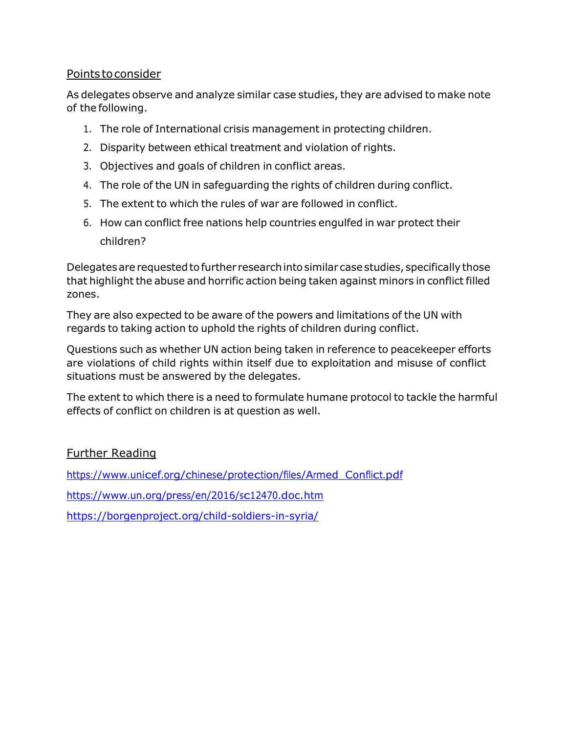## Points to consider

As delegates observe and analyze similar case studies, they are advised to make note of the following.

1. The role of International crisis management in protecting children.
2. Disparity between ethical treatment and violation of rights.
3. Objectives and goals of children in conflict areas.
4. The role of the UN in safeguarding the rights of children during conflict.
5. The extent to which the rules of war are followed in conflict.
6. How can conflict free nations help countries engulfed in war protect their children?

Delegates are requested to further research into similar case studies, specifically those that highlight the abuse and horrific action being taken against minors in conflict filled zones.

They are also expected to be aware of the powers and limitations of the UN with regards to taking action to uphold the rights of children during conflict.

Questions such as whether UN action being taken in reference to peacekeeper efforts are violations of child rights within itself due to exploitation and misuse of conflict situations must be answered by the delegates.

The extent to which there is a need to formulate humane protocol to tackle the harmful effects of conflict on children is at question as well.

## Further Reading

https://www.unicef.org/chinese/protection/files/Armed_Conflict.pdf

https://www.un.org/press/en/2016/sc12470.doc.htm

https://borgenproject.org/child-soldiers-in-syria/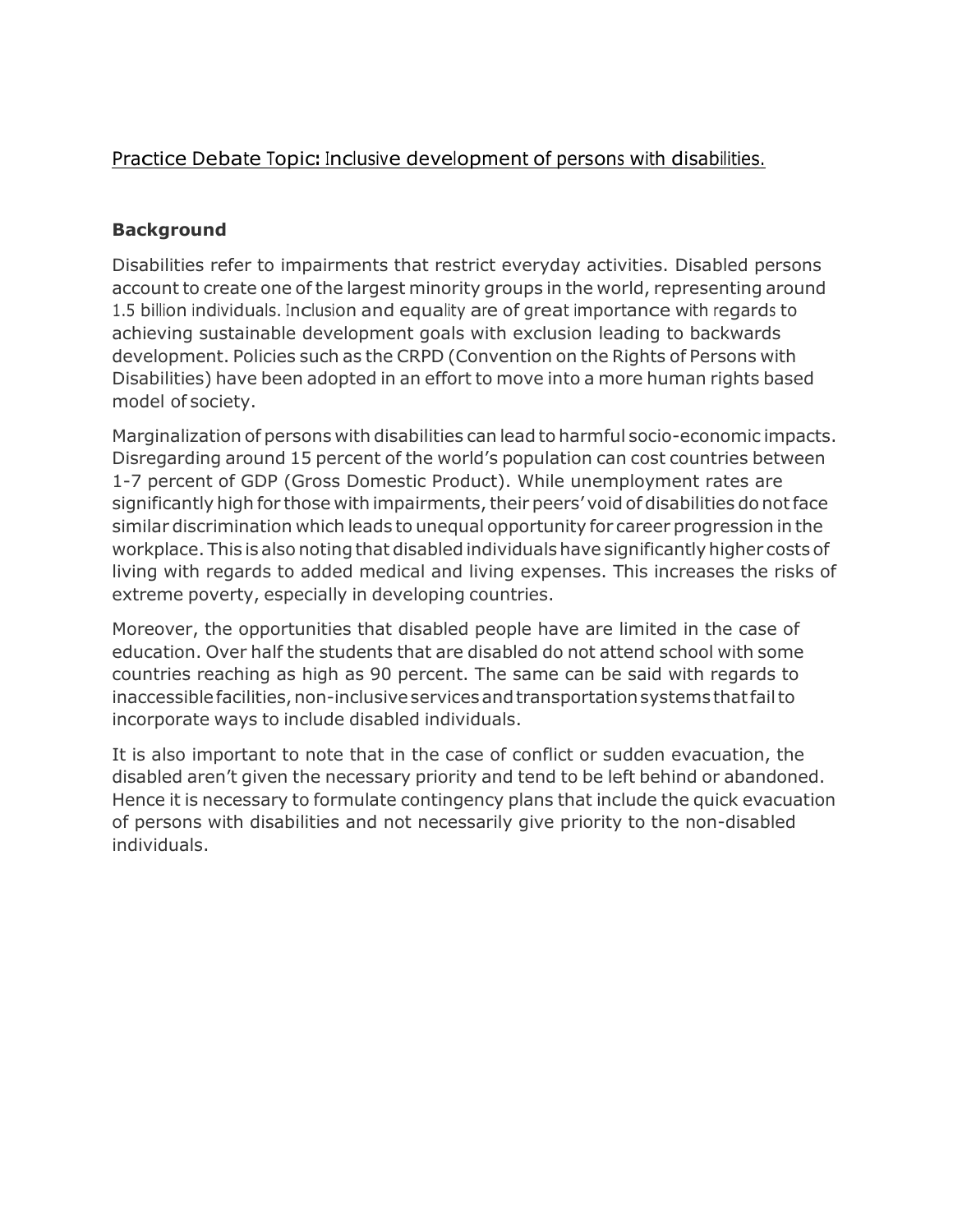Practice Debate Topic: Inclusive development of persons with disabilities.

## Background

Disabilities refer to impairments that restrict everyday activities. Disabled persons account to create one of the largest minority groups in the world, representing around 1.5 billion individuals. Inclusion and equality are of great importance with regards to achieving sustainable development goals with exclusion leading to backwards development. Policies such as the CRPD (Convention on the Rights of Persons with Disabilities) have been adopted in an effort to move into a more human rights based model of society.

Marginalization of persons with disabilities can lead to harmful socio-economic impacts. Disregarding around 15 percent of the world's population can cost countries between 1-7 percent of GDP (Gross Domestic Product). While unemployment rates are significantly high for those with impairments, their peers' void of disabilities do not face similar discrimination which leads to unequal opportunity for career progression in the workplace. This is also noting that disabled individuals have significantly higher costs of living with regards to added medical and living expenses. This increases the risks of extreme poverty, especially in developing countries.

Moreover, the opportunities that disabled people have are limited in the case of education. Over half the students that are disabled do not attend school with some countries reaching as high as 90 percent. The same can be said with regards to inaccessible facilities, non-inclusive services and transportation systems that fail to incorporate ways to include disabled individuals.

It is also important to note that in the case of conflict or sudden evacuation, the disabled aren't given the necessary priority and tend to be left behind or abandoned. Hence it is necessary to formulate contingency plans that include the quick evacuation of persons with disabilities and not necessarily give priority to the non-disabled individuals.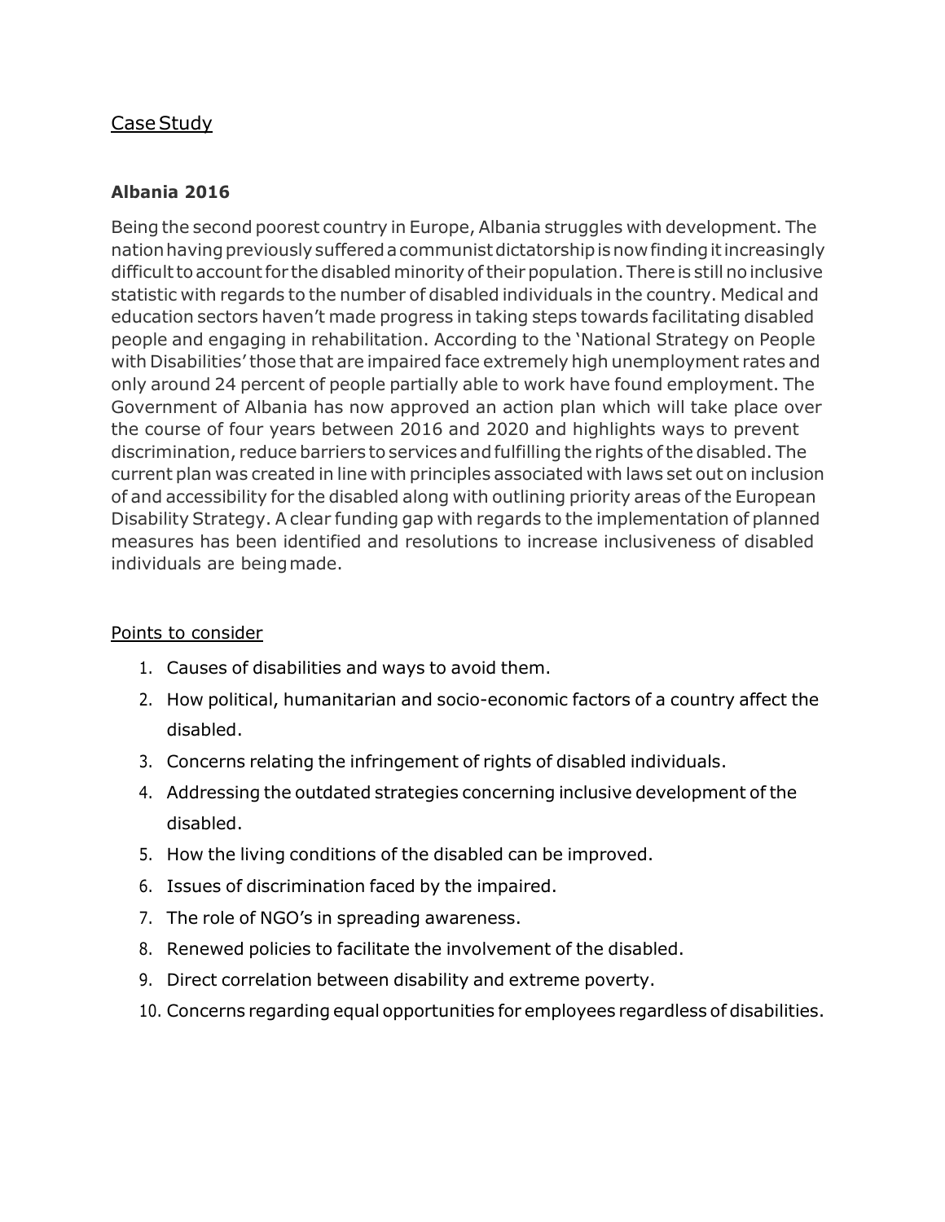## Case Study

### Albania 2016

Being the second poorest country in Europe, Albania struggles with development. The nation having previously suffered a communist dictatorship is now finding it increasingly difficult to account for the disabled minority of their population. There is still no inclusive statistic with regards to the number of disabled individuals in the country. Medical and education sectors haven't made progress in taking steps towards facilitating disabled people and engaging in rehabilitation. According to the 'National Strategy on People with Disabilities' those that are impaired face extremely high unemployment rates and only around 24 percent of people partially able to work have found employment. The Government of Albania has now approved an action plan which will take place over the course of four years between 2016 and 2020 and highlights ways to prevent discrimination, reduce barriers to services and fulfilling the rights of the disabled. The current plan was created in line with principles associated with laws set out on inclusion of and accessibility for the disabled along with outlining priority areas of the European Disability Strategy. A clear funding gap with regards to the implementation of planned measures has been identified and resolutions to increase inclusiveness of disabled individuals are being made.

Points to consider

1. Causes of disabilities and ways to avoid them.
2. How political, humanitarian and socio-economic factors of a country affect the disabled.
3. Concerns relating the infringement of rights of disabled individuals.
4. Addressing the outdated strategies concerning inclusive development of the disabled.
5. How the living conditions of the disabled can be improved.
6. Issues of discrimination faced by the impaired.
7. The role of NGO's in spreading awareness.
8. Renewed policies to facilitate the involvement of the disabled.
9. Direct correlation between disability and extreme poverty.
10. Concerns regarding equal opportunities for employees regardless of disabilities.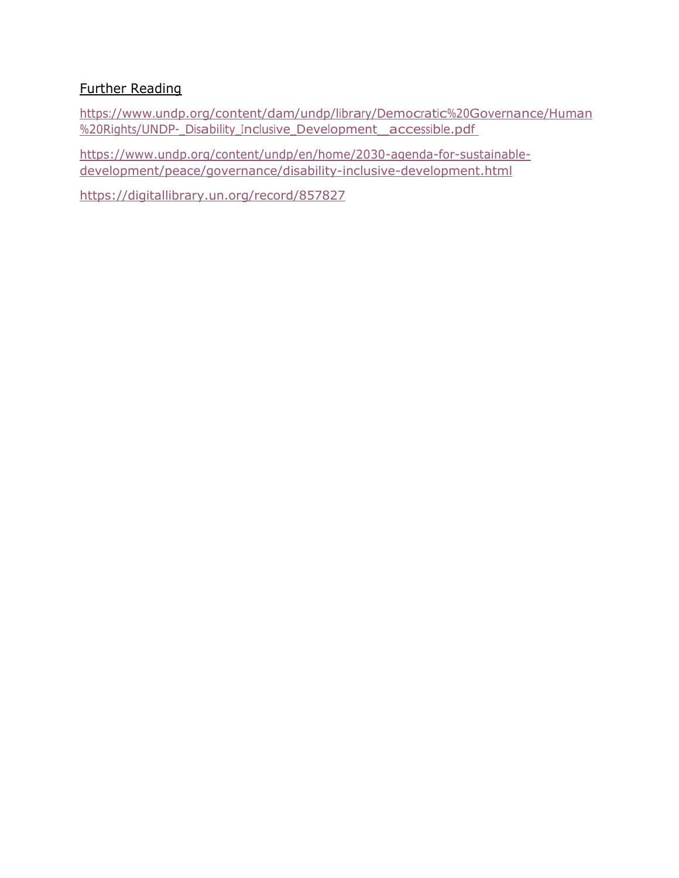Further Reading

https://www.undp.org/content/dam/undp/library/Democratic%20Governance/Human%20Rights/UNDP-_Disability_Inclusive_Development__accessible.pdf

https://www.undp.org/content/undp/en/home/2030-agenda-for-sustainable-development/peace/governance/disability-inclusive-development.html

https://digitallibrary.un.org/record/857827